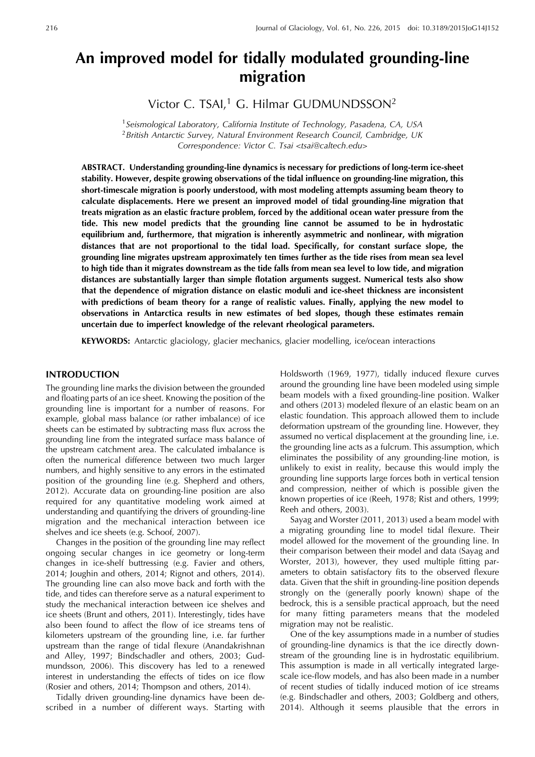# An improved model for tidally modulated grounding-line migration

Victor C. TSAI,[1] G. Hilmar GUDMUNDSSON[2]

[1]*Seismological Laboratory, California Institute of Technology, Pasadena, CA, USA*
[2]*British Antarctic Survey, Natural Environment Research Council, Cambridge, UK*
*Correspondence: Victor C. Tsai <tsai@caltech.edu>*

**ABSTRACT. Understanding grounding-line dynamics is necessary for predictions of long-term ice-sheet stability. However, despite growing observations of the tidal influence on grounding-line migration, this short-timescale migration is poorly understood, with most modeling attempts assuming beam theory to calculate displacements. Here we present an improved model of tidal grounding-line migration that treats migration as an elastic fracture problem, forced by the additional ocean water pressure from the tide. This new model predicts that the grounding line cannot be assumed to be in hydrostatic equilibrium and, furthermore, that migration is inherently asymmetric and nonlinear, with migration distances that are not proportional to the tidal load. Specifically, for constant surface slope, the grounding line migrates upstream approximately ten times further as the tide rises from mean sea level to high tide than it migrates downstream as the tide falls from mean sea level to low tide, and migration distances are substantially larger than simple flotation arguments suggest. Numerical tests also show that the dependence of migration distance on elastic moduli and ice-sheet thickness are inconsistent with predictions of beam theory for a range of realistic values. Finally, applying the new model to observations in Antarctica results in new estimates of bed slopes, though these estimates remain uncertain due to imperfect knowledge of the relevant rheological parameters.**

**KEYWORDS:** Antarctic glaciology, glacier mechanics, glacier modelling, ice/ocean interactions

## INTRODUCTION

The grounding line marks the division between the grounded and floating parts of an ice sheet. Knowing the position of the grounding line is important for a number of reasons. For example, global mass balance (or rather imbalance) of ice sheets can be estimated by subtracting mass flux across the grounding line from the integrated surface mass balance of the upstream catchment area. The calculated imbalance is often the numerical difference between two much larger numbers, and highly sensitive to any errors in the estimated position of the grounding line (e.g. Shepherd and others, 2012). Accurate data on grounding-line position are also required for any quantitative modeling work aimed at understanding and quantifying the drivers of grounding-line migration and the mechanical interaction between ice shelves and ice sheets (e.g. Schoof, 2007).

Changes in the position of the grounding line may reflect ongoing secular changes in ice geometry or long-term changes in ice-shelf buttressing (e.g. Favier and others, 2014; Joughin and others, 2014; Rignot and others, 2014). The grounding line can also move back and forth with the tide, and tides can therefore serve as a natural experiment to study the mechanical interaction between ice shelves and ice sheets (Brunt and others, 2011). Interestingly, tides have also been found to affect the flow of ice streams tens of kilometers upstream of the grounding line, i.e. far further upstream than the range of tidal flexure (Anandakrishnan and Alley, 1997; Bindschadler and others, 2003; Gudmundsson, 2006). This discovery has led to a renewed interest in understanding the effects of tides on ice flow (Rosier and others, 2014; Thompson and others, 2014).

Tidally driven grounding-line dynamics have been described in a number of different ways. Starting with Holdsworth (1969, 1977), tidally induced flexure curves around the grounding line have been modeled using simple beam models with a fixed grounding-line position. Walker and others (2013) modeled flexure of an elastic beam on an elastic foundation. This approach allowed them to include deformation upstream of the grounding line. However, they assumed no vertical displacement at the grounding line, i.e. the grounding line acts as a fulcrum. This assumption, which eliminates the possibility of any grounding-line motion, is unlikely to exist in reality, because this would imply the grounding line supports large forces both in vertical tension and compression, neither of which is possible given the known properties of ice (Reeh, 1978; Rist and others, 1999; Reeh and others, 2003).

Sayag and Worster (2011, 2013) used a beam model with a migrating grounding line to model tidal flexure. Their model allowed for the movement of the grounding line. In their comparison between their model and data (Sayag and Worster, 2013), however, they used multiple fitting parameters to obtain satisfactory fits to the observed flexure data. Given that the shift in grounding-line position depends strongly on the (generally poorly known) shape of the bedrock, this is a sensible practical approach, but the need for many fitting parameters means that the modeled migration may not be realistic.

One of the key assumptions made in a number of studies of grounding-line dynamics is that the ice directly downstream of the grounding line is in hydrostatic equilibrium. This assumption is made in all vertically integrated large-scale ice-flow models, and has also been made in a number of recent studies of tidally induced motion of ice streams (e.g. Bindschadler and others, 2003; Goldberg and others, 2014). Although it seems plausible that the errors in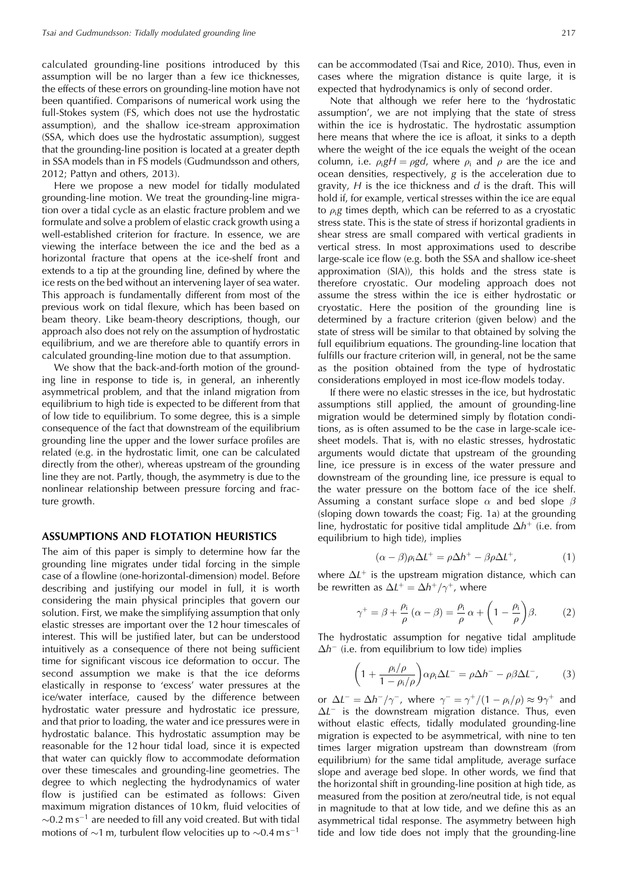calculated grounding-line positions introduced by this assumption will be no larger than a few ice thicknesses, the effects of these errors on grounding-line motion have not been quantified. Comparisons of numerical work using the full-Stokes system (FS, which does not use the hydrostatic assumption), and the shallow ice-stream approximation (SSA, which does use the hydrostatic assumption), suggest that the grounding-line position is located at a greater depth in SSA models than in FS models (Gudmundsson and others, 2012; Pattyn and others, 2013).

Here we propose a new model for tidally modulated grounding-line motion. We treat the grounding-line migration over a tidal cycle as an elastic fracture problem and we formulate and solve a problem of elastic crack growth using a well-established criterion for fracture. In essence, we are viewing the interface between the ice and the bed as a horizontal fracture that opens at the ice-shelf front and extends to a tip at the grounding line, defined by where the ice rests on the bed without an intervening layer of sea water. This approach is fundamentally different from most of the previous work on tidal flexure, which has been based on beam theory. Like beam-theory descriptions, though, our approach also does not rely on the assumption of hydrostatic equilibrium, and we are therefore able to quantify errors in calculated grounding-line motion due to that assumption.

We show that the back-and-forth motion of the grounding line in response to tide is, in general, an inherently asymmetrical problem, and that the inland migration from equilibrium to high tide is expected to be different from that of low tide to equilibrium. To some degree, this is a simple consequence of the fact that downstream of the equilibrium grounding line the upper and the lower surface profiles are related (e.g. in the hydrostatic limit, one can be calculated directly from the other), whereas upstream of the grounding line they are not. Partly, though, the asymmetry is due to the nonlinear relationship between pressure forcing and fracture growth.

## ASSUMPTIONS AND FLOTATION HEURISTICS

The aim of this paper is simply to determine how far the grounding line migrates under tidal forcing in the simple case of a flowline (one-horizontal-dimension) model. Before describing and justifying our model in full, it is worth considering the main physical principles that govern our solution. First, we make the simplifying assumption that only elastic stresses are important over the 12 hour timescales of interest. This will be justified later, but can be understood intuitively as a consequence of there not being sufficient time for significant viscous ice deformation to occur. The second assumption we make is that the ice deforms elastically in response to 'excess' water pressures at the ice/water interface, caused by the difference between hydrostatic water pressure and hydrostatic ice pressure, and that prior to loading, the water and ice pressures were in hydrostatic balance. This hydrostatic assumption may be reasonable for the 12 hour tidal load, since it is expected that water can quickly flow to accommodate deformation over these timescales and grounding-line geometries. The degree to which neglecting the hydrodynamics of water flow is justified can be estimated as follows: Given maximum migration distances of 10 km, fluid velocities of $\sim$0.2 m s$^{-1}$ are needed to fill any void created. But with tidal motions of $\sim$1 m, turbulent flow velocities up to $\sim$0.4 m s$^{-1}$ can be accommodated (Tsai and Rice, 2010). Thus, even in cases where the migration distance is quite large, it is expected that hydrodynamics is only of second order.

Note that although we refer here to the 'hydrostatic assumption', we are not implying that the state of stress within the ice is hydrostatic. The hydrostatic assumption here means that where the ice is afloat, it sinks to a depth where the weight of the ice equals the weight of the ocean column, i.e. $\rho_i g H = \rho g d$, where $\rho_i$ and $\rho$ are the ice and ocean densities, respectively, $g$ is the acceleration due to gravity, $H$ is the ice thickness and $d$ is the draft. This will hold if, for example, vertical stresses within the ice are equal to $\rho_i g$ times depth, which can be referred to as a cryostatic stress state. This is the state of stress if horizontal gradients in shear stress are small compared with vertical gradients in vertical stress. In most approximations used to describe large-scale ice flow (e.g. both the SSA and shallow ice-sheet approximation (SIA)), this holds and the stress state is therefore cryostatic. Our modeling approach does not assume the stress within the ice is either hydrostatic or cryostatic. Here the position of the grounding line is determined by a fracture criterion (given below) and the state of stress will be similar to that obtained by solving the full equilibrium equations. The grounding-line location that fulfills our fracture criterion will, in general, not be the same as the position obtained from the type of hydrostatic considerations employed in most ice-flow models today.

If there were no elastic stresses in the ice, but hydrostatic assumptions still applied, the amount of grounding-line migration would be determined simply by flotation conditions, as is often assumed to be the case in large-scale ice-sheet models. That is, with no elastic stresses, hydrostatic arguments would dictate that upstream of the grounding line, ice pressure is in excess of the water pressure and downstream of the grounding line, ice pressure is equal to the water pressure on the bottom face of the ice shelf. Assuming a constant surface slope $\alpha$ and bed slope $\beta$ (sloping down towards the coast; Fig. 1a) at the grounding line, hydrostatic for positive tidal amplitude $\Delta h^+$ (i.e. from equilibrium to high tide), implies

$$(\alpha - \beta)\rho_i \Delta L^+ = \rho \Delta h^+ - \beta \rho \Delta L^+, \tag{1}$$

where $\Delta L^+$ is the upstream migration distance, which can be rewritten as $\Delta L^+ = \Delta h^+ / \gamma^+$, where

$$\gamma^+ = \beta + \frac{\rho_i}{\rho}(\alpha - \beta) = \frac{\rho_i}{\rho}\alpha + \left(1 - \frac{\rho_i}{\rho}\right)\beta. \tag{2}$$

The hydrostatic assumption for negative tidal amplitude $\Delta h^-$ (i.e. from equilibrium to low tide) implies

$$\left(1 + \frac{\rho_i/\rho}{1 - \rho_i/\rho}\right)\alpha \rho_i \Delta L^- = \rho \Delta h^- - \rho \beta \Delta L^-, \tag{3}$$

or $\Delta L^- = \Delta h^- / \gamma^-$, where $\gamma^- = \gamma^+ / (1 - \rho_i/\rho) \approx 9\gamma^+$ and $\Delta L^-$ is the downstream migration distance. Thus, even without elastic effects, tidally modulated grounding-line migration is expected to be asymmetrical, with nine to ten times larger migration upstream than downstream (from equilibrium) for the same tidal amplitude, average surface slope and average bed slope. In other words, we find that the horizontal shift in grounding-line position at high tide, as measured from the position at zero/neutral tide, is not equal in magnitude to that at low tide, and we define this as an asymmetrical tidal response. The asymmetry between high tide and low tide does not imply that the grounding-line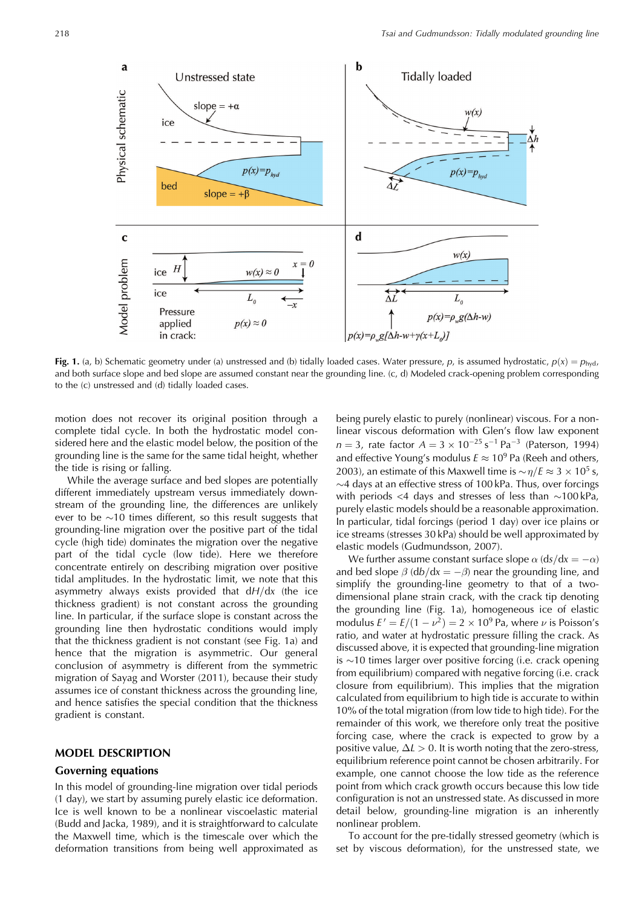Fig. 1. (a, b) Schematic geometry under (a) unstressed and (b) tidally loaded cases. Water pressure, $p$, is assumed hydrostatic, $p(x) = p_{hyd}$, and both surface slope and bed slope are assumed constant near the grounding line. (c, d) Modeled crack-opening problem corresponding to the (c) unstressed and (d) tidally loaded cases.

motion does not recover its original position through a complete tidal cycle. In both the hydrostatic model considered here and the elastic model below, the position of the grounding line is the same for the same tidal height, whether the tide is rising or falling.

While the average surface and bed slopes are potentially different immediately upstream versus immediately downstream of the grounding line, the differences are unlikely ever to be ~10 times different, so this result suggests that grounding-line migration over the positive part of the tidal cycle (high tide) dominates the migration over the negative part of the tidal cycle (low tide). Here we therefore concentrate entirely on describing migration over positive tidal amplitudes. In the hydrostatic limit, we note that this asymmetry always exists provided that $dH/dx$ (the ice thickness gradient) is not constant across the grounding line. In particular, if the surface slope is constant across the grounding line then hydrostatic conditions would imply that the thickness gradient is not constant (see Fig. 1a) and hence that the migration is asymmetric. Our general conclusion of asymmetry is different from the symmetric migration of Sayag and Worster (2011), because their study assumes ice of constant thickness across the grounding line, and hence satisfies the special condition that the thickness gradient is constant.

## MODEL DESCRIPTION

### Governing equations

In this model of grounding-line migration over tidal periods (1 day), we start by assuming purely elastic ice deformation. Ice is well known to be a nonlinear viscoelastic material (Budd and Jacka, 1989), and it is straightforward to calculate the Maxwell time, which is the timescale over which the deformation transitions from being well approximated as being purely elastic to purely (nonlinear) viscous. For a nonlinear viscous deformation with Glen's flow law exponent $n = 3$, rate factor $A = 3 \times 10^{-25}\,\mathrm{s}^{-1}\,\mathrm{Pa}^{-3}$ (Paterson, 1994) and effective Young's modulus $E \approx 10^9$ Pa (Reeh and others, 2003), an estimate of this Maxwell time is $\sim\eta/E \approx 3 \times 10^5$ s, ~4 days at an effective stress of 100 kPa. Thus, over forcings with periods <4 days and stresses of less than ~100 kPa, purely elastic models should be a reasonable approximation. In particular, tidal forcings (period 1 day) over ice plains or ice streams (stresses 30 kPa) should be well approximated by elastic models (Gudmundsson, 2007).

We further assume constant surface slope $\alpha$ ($ds/dx = -\alpha$) and bed slope $\beta$ ($db/dx = -\beta$) near the grounding line, and simplify the grounding-line geometry to that of a two-dimensional plane strain crack, with the crack tip denoting the grounding line (Fig. 1a), homogeneous ice of elastic modulus $E' = E/(1 - \nu^2) = 2 \times 10^9$ Pa, where $\nu$ is Poisson's ratio, and water at hydrostatic pressure filling the crack. As discussed above, it is expected that grounding-line migration is ~10 times larger over positive forcing (i.e. crack opening from equilibrium) compared with negative forcing (i.e. crack closure from equilibrium). This implies that the migration calculated from equilibrium to high tide is accurate to within 10% of the total migration (from low tide to high tide). For the remainder of this work, we therefore only treat the positive forcing case, where the crack is expected to grow by a positive value, $\Delta L > 0$. It is worth noting that the zero-stress, equilibrium reference point cannot be chosen arbitrarily. For example, one cannot choose the low tide as the reference point from which crack growth occurs because this low tide configuration is not an unstressed state. As discussed in more detail below, grounding-line migration is an inherently nonlinear problem.

To account for the pre-tidally stressed geometry (which is set by viscous deformation), for the unstressed state, we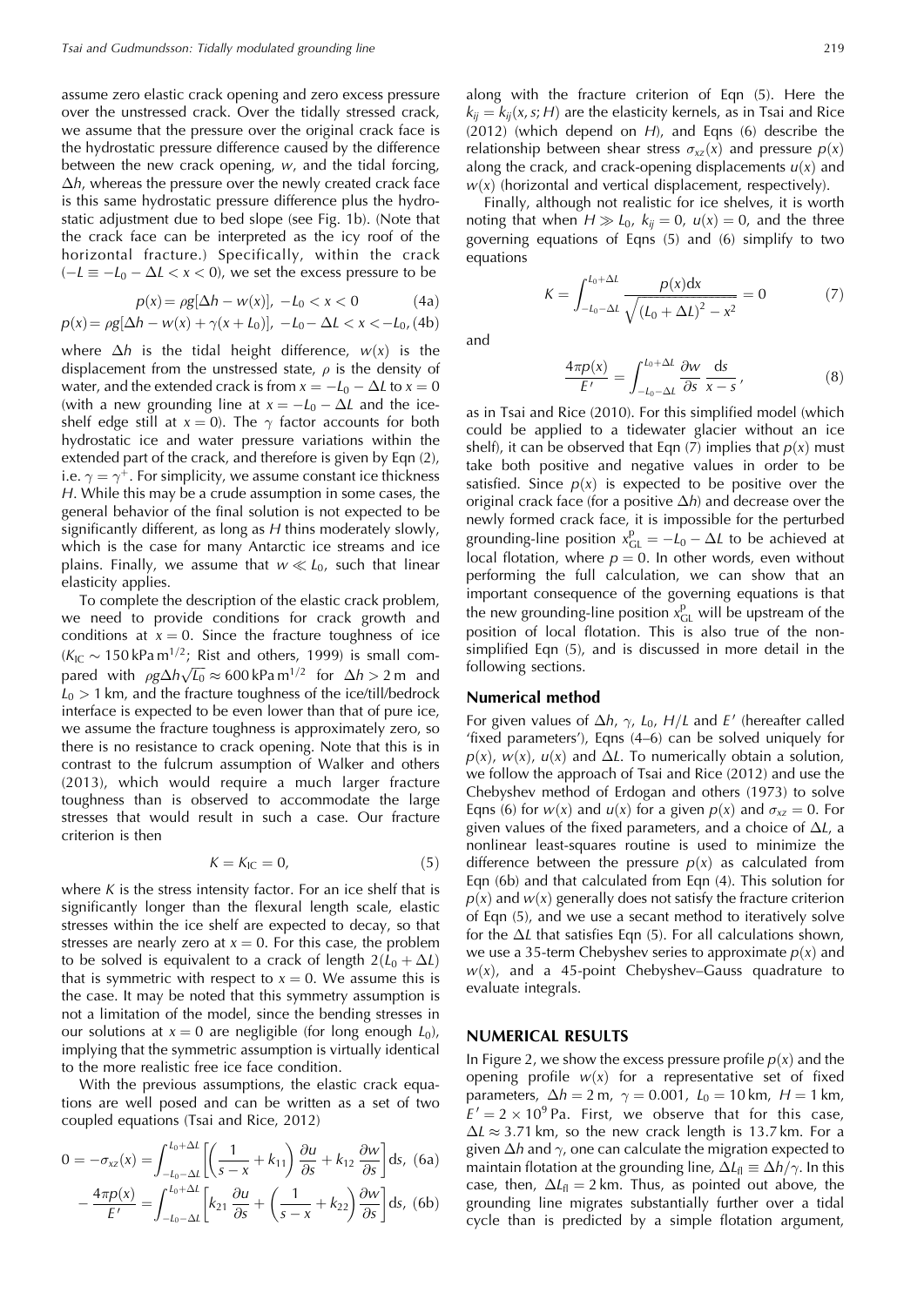assume zero elastic crack opening and zero excess pressure over the unstressed crack. Over the tidally stressed crack, we assume that the pressure over the original crack face is the hydrostatic pressure difference caused by the difference between the new crack opening, $w$, and the tidal forcing, $\Delta h$, whereas the pressure over the newly created crack face is this same hydrostatic pressure difference plus the hydrostatic adjustment due to bed slope (see Fig. 1b). (Note that the crack face can be interpreted as the icy roof of the horizontal fracture.) Specifically, within the crack ($-L \equiv -L_0 - \Delta L < x < 0$), we set the excess pressure to be

$$p(x) = \rho g[\Delta h - w(x)], \; -L_0 < x < 0 \tag{4a}$$

$$p(x) = \rho g[\Delta h - w(x) + \gamma(x + L_0)], \; -L_0 - \Delta L < x < -L_0, \tag{4b}$$

where $\Delta h$ is the tidal height difference, $w(x)$ is the displacement from the unstressed state, $\rho$ is the density of water, and the extended crack is from $x = -L_0 - \Delta L$ to $x = 0$ (with a new grounding line at $x = -L_0 - \Delta L$ and the ice-shelf edge still at $x = 0$). The $\gamma$ factor accounts for both hydrostatic ice and water pressure variations within the extended part of the crack, and therefore is given by Eqn (2), i.e. $\gamma = \gamma^+$. For simplicity, we assume constant ice thickness $H$. While this may be a crude assumption in some cases, the general behavior of the final solution is not expected to be significantly different, as long as $H$ thins moderately slowly, which is the case for many Antarctic ice streams and ice plains. Finally, we assume that $w \ll L_0$, such that linear elasticity applies.

To complete the description of the elastic crack problem, we need to provide conditions for crack growth and conditions at $x = 0$. Since the fracture toughness of ice ($K_{IC} \sim 150\,\text{kPa}\,\text{m}^{1/2}$; Rist and others, 1999) is small compared with $\rho g \Delta h \sqrt{L_0} \approx 600\,\text{kPa}\,\text{m}^{1/2}$ for $\Delta h > 2\,\text{m}$ and $L_0 > 1\,\text{km}$, and the fracture toughness of the ice/till/bedrock interface is expected to be even lower than that of pure ice, we assume the fracture toughness is approximately zero, so there is no resistance to crack opening. Note that this is in contrast to the fulcrum assumption of Walker and others (2013), which would require a much larger fracture toughness than is observed to accommodate the large stresses that would result in such a case. Our fracture criterion is then

$$K = K_{IC} = 0, \tag{5}$$

where $K$ is the stress intensity factor. For an ice shelf that is significantly longer than the flexural length scale, elastic stresses within the ice shelf are expected to decay, so that stresses are nearly zero at $x = 0$. For this case, the problem to be solved is equivalent to a crack of length $2(L_0 + \Delta L)$ that is symmetric with respect to $x = 0$. We assume this is the case. It may be noted that this symmetry assumption is not a limitation of the model, since the bending stresses in our solutions at $x = 0$ are negligible (for long enough $L_0$), implying that the symmetric assumption is virtually identical to the more realistic free ice face condition.

With the previous assumptions, the elastic crack equations are well posed and can be written as a set of two coupled equations (Tsai and Rice, 2012)

$$0 = -\sigma_{xz}(x) = \int_{-L_0-\Delta L}^{L_0+\Delta L} \left[ \left( \frac{1}{s-x} + k_{11} \right) \frac{\partial u}{\partial s} + k_{12} \frac{\partial w}{\partial s} \right] \mathrm{d}s, \tag{6a}$$

$$-\frac{4\pi p(x)}{E'} = \int_{-L_0-\Delta L}^{L_0+\Delta L} \left[ k_{21} \frac{\partial u}{\partial s} + \left( \frac{1}{s-x} + k_{22} \right) \frac{\partial w}{\partial s} \right] \mathrm{d}s, \tag{6b}$$

along with the fracture criterion of Eqn (5). Here the $k_{ij} = k_{ij}(x, s; H)$ are the elasticity kernels, as in Tsai and Rice (2012) (which depend on $H$), and Eqns (6) describe the relationship between shear stress $\sigma_{xz}(x)$ and pressure $p(x)$ along the crack, and crack-opening displacements $u(x)$ and $w(x)$ (horizontal and vertical displacement, respectively).

Finally, although not realistic for ice shelves, it is worth noting that when $H \gg L_0$, $k_{ij} = 0$, $u(x) = 0$, and the three governing equations of Eqns (5) and (6) simplify to two equations

$$K = \int_{-L_0-\Delta L}^{L_0+\Delta L} \frac{p(x)\mathrm{d}x}{\sqrt{(L_0 + \Delta L)^2 - x^2}} = 0 \tag{7}$$

and

$$\frac{4\pi p(x)}{E'} = \int_{-L_0-\Delta L}^{L_0+\Delta L} \frac{\partial w}{\partial s} \frac{\mathrm{d}s}{x-s}, \tag{8}$$

as in Tsai and Rice (2010). For this simplified model (which could be applied to a tidewater glacier without an ice shelf), it can be observed that Eqn (7) implies that $p(x)$ must take both positive and negative values in order to be satisfied. Since $p(x)$ is expected to be positive over the original crack face (for a positive $\Delta h$) and decrease over the newly formed crack face, it is impossible for the perturbed grounding-line position $x_{GL}^{p} = -L_0 - \Delta L$ to be achieved at local flotation, where $p = 0$. In other words, even without performing the full calculation, we can show that an important consequence of the governing equations is that the new grounding-line position $x_{GL}^{p}$ will be upstream of the position of local flotation. This is also true of the non-simplified Eqn (5), and is discussed in more detail in the following sections.

## Numerical method

For given values of $\Delta h$, $\gamma$, $L_0$, $H/L$ and $E'$ (hereafter called 'fixed parameters'), Eqns (4–6) can be solved uniquely for $p(x)$, $w(x)$, $u(x)$ and $\Delta L$. To numerically obtain a solution, we follow the approach of Tsai and Rice (2012) and use the Chebyshev method of Erdogan and others (1973) to solve Eqns (6) for $w(x)$ and $u(x)$ for a given $p(x)$ and $\sigma_{xz} = 0$. For given values of the fixed parameters, and a choice of $\Delta L$, a nonlinear least-squares routine is used to minimize the difference between the pressure $p(x)$ as calculated from Eqn (6b) and that calculated from Eqn (4). This solution for $p(x)$ and $w(x)$ generally does not satisfy the fracture criterion of Eqn (5), and we use a secant method to iteratively solve for the $\Delta L$ that satisfies Eqn (5). For all calculations shown, we use a 35-term Chebyshev series to approximate $p(x)$ and $w(x)$, and a 45-point Chebyshev–Gauss quadrature to evaluate integrals.

## NUMERICAL RESULTS

In Figure 2, we show the excess pressure profile $p(x)$ and the opening profile $w(x)$ for a representative set of fixed parameters, $\Delta h = 2\,\text{m}$, $\gamma = 0.001$, $L_0 = 10\,\text{km}$, $H = 1\,\text{km}$, $E' = 2 \times 10^9\,\text{Pa}$. First, we observe that for this case, $\Delta L \approx 3.71\,\text{km}$, so the new crack length is 13.7 km. For a given $\Delta h$ and $\gamma$, one can calculate the migration expected to maintain flotation at the grounding line, $\Delta L_{fl} \equiv \Delta h/\gamma$. In this case, then, $\Delta L_{fl} = 2\,\text{km}$. Thus, as pointed out above, the grounding line migrates substantially further over a tidal cycle than is predicted by a simple flotation argument,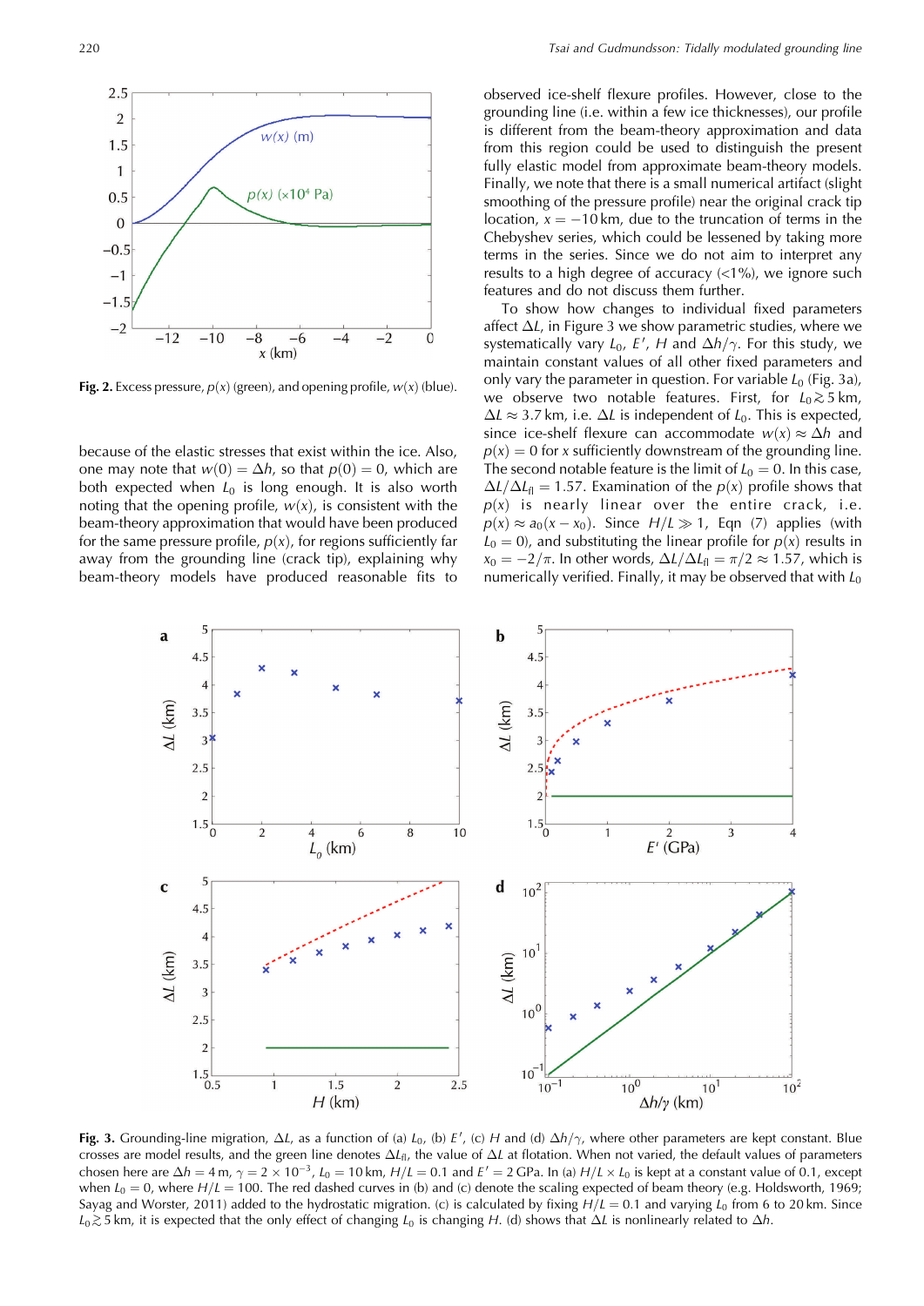Fig. 2. Excess pressure, $p(x)$ (green), and opening profile, $w(x)$ (blue).

because of the elastic stresses that exist within the ice. Also, one may note that $w(0) = \Delta h$, so that $p(0) = 0$, which are both expected when $L_0$ is long enough. It is also worth noting that the opening profile, $w(x)$, is consistent with the beam-theory approximation that would have been produced for the same pressure profile, $p(x)$, for regions sufficiently far away from the grounding line (crack tip), explaining why beam-theory models have produced reasonable fits to observed ice-shelf flexure profiles. However, close to the grounding line (i.e. within a few ice thicknesses), our profile is different from the beam-theory approximation and data from this region could be used to distinguish the present fully elastic model from approximate beam-theory models. Finally, we note that there is a small numerical artifact (slight smoothing of the pressure profile) near the original crack tip location, $x = -10$ km, due to the truncation of terms in the Chebyshev series, which could be lessened by taking more terms in the series. Since we do not aim to interpret any results to a high degree of accuracy (<1%), we ignore such features and do not discuss them further.

To show how changes to individual fixed parameters affect $\Delta L$, in Figure 3 we show parametric studies, where we systematically vary $L_0$, $E'$, $H$ and $\Delta h/\gamma$. For this study, we maintain constant values of all other fixed parameters and only vary the parameter in question. For variable $L_0$ (Fig. 3a), we observe two notable features. First, for $L_0 \gtrsim 5$ km, $\Delta L \approx 3.7$ km, i.e. $\Delta L$ is independent of $L_0$. This is expected, since ice-shelf flexure can accommodate $w(x) \approx \Delta h$ and $p(x) = 0$ for $x$ sufficiently downstream of the grounding line. The second notable feature is the limit of $L_0 = 0$. In this case, $\Delta L/\Delta L_{fl} = 1.57$. Examination of the $p(x)$ profile shows that $p(x)$ is nearly linear over the entire crack, i.e. $p(x) \approx a_0(x - x_0)$. Since $H/L \gg 1$, Eqn (7) applies (with $L_0 = 0$), and substituting the linear profile for $p(x)$ results in $x_0 = -2/\pi$. In other words, $\Delta L/\Delta L_{fl} = \pi/2 \approx 1.57$, which is numerically verified. Finally, it may be observed that with $L_0$

Fig. 3. Grounding-line migration, $\Delta L$, as a function of (a) $L_0$, (b) $E'$, (c) $H$ and (d) $\Delta h/\gamma$, where other parameters are kept constant. Blue crosses are model results, and the green line denotes $\Delta L_{fl}$, the value of $\Delta L$ at flotation. When not varied, the default values of parameters chosen here are $\Delta h = 4$ m, $\gamma = 2 \times 10^{-3}$, $L_0 = 10$ km, $H/L = 0.1$ and $E' = 2$ GPa. In (a) $H/L \times L_0$ is kept at a constant value of 0.1, except when $L_0 = 0$, where $H/L = 100$. The red dashed curves in (b) and (c) denote the scaling expected of beam theory (e.g. Holdsworth, 1969; Sayag and Worster, 2011) added to the hydrostatic migration. (c) is calculated by fixing $H/L = 0.1$ and varying $L_0$ from 6 to 20 km. Since $L_0 \gtrsim 5$ km, it is expected that the only effect of changing $L_0$ is changing $H$. (d) shows that $\Delta L$ is nonlinearly related to $\Delta h$.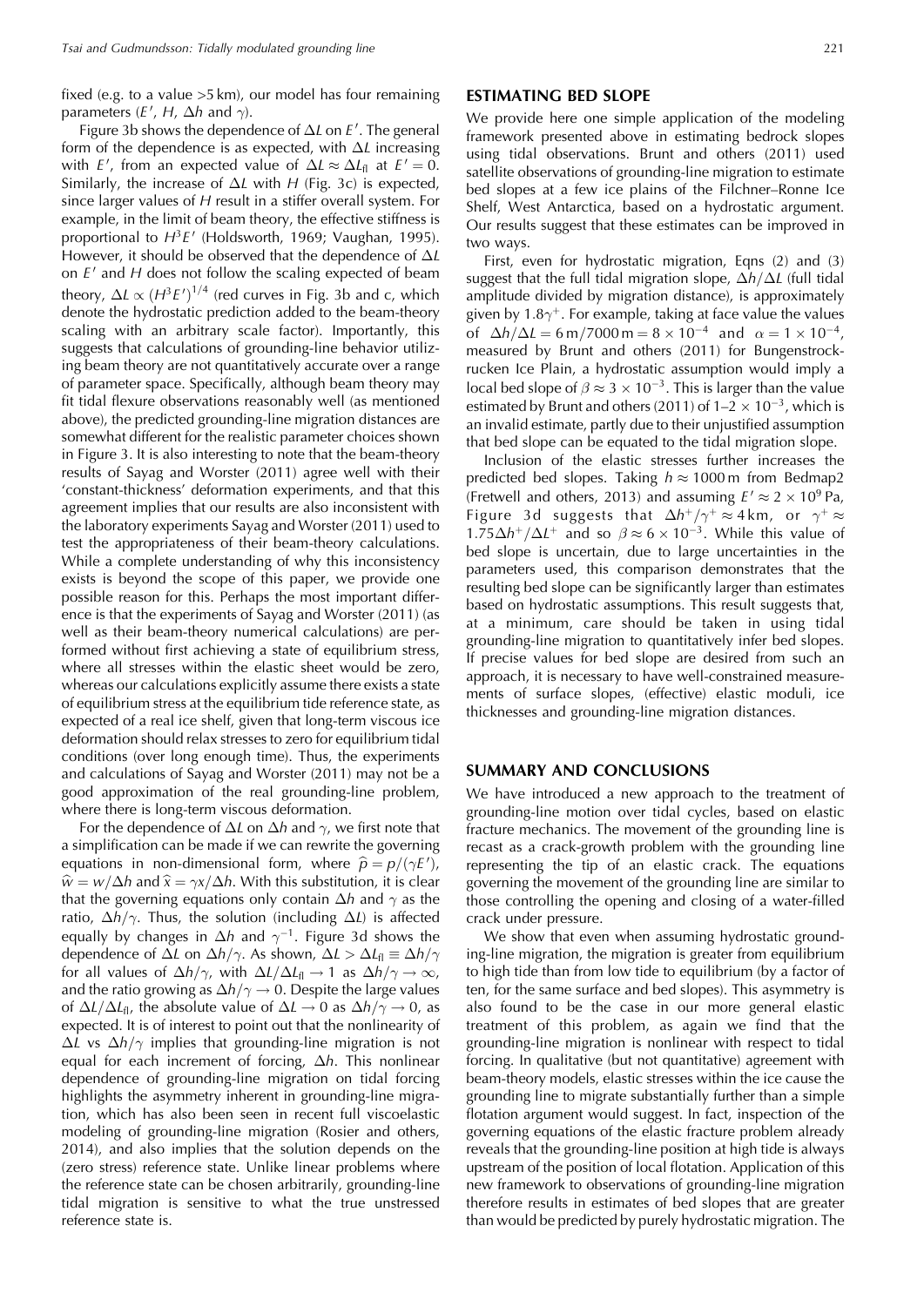fixed (e.g. to a value >5 km), our model has four remaining parameters ($E'$, $H$, $\Delta h$ and $\gamma$).

Figure 3b shows the dependence of $\Delta L$ on $E'$. The general form of the dependence is as expected, with $\Delta L$ increasing with $E'$, from an expected value of $\Delta L \approx \Delta L_{fl}$ at $E' = 0$. Similarly, the increase of $\Delta L$ with $H$ (Fig. 3c) is expected, since larger values of $H$ result in a stiffer overall system. For example, in the limit of beam theory, the effective stiffness is proportional to $H^3E'$ (Holdsworth, 1969; Vaughan, 1995). However, it should be observed that the dependence of $\Delta L$ on $E'$ and $H$ does not follow the scaling expected of beam theory, $\Delta L \propto (H^3E')^{1/4}$ (red curves in Fig. 3b and c, which denote the hydrostatic prediction added to the beam-theory scaling with an arbitrary scale factor). Importantly, this suggests that calculations of grounding-line behavior utilizing beam theory are not quantitatively accurate over a range of parameter space. Specifically, although beam theory may fit tidal flexure observations reasonably well (as mentioned above), the predicted grounding-line migration distances are somewhat different for the realistic parameter choices shown in Figure 3. It is also interesting to note that the beam-theory results of Sayag and Worster (2011) agree well with their 'constant-thickness' deformation experiments, and that this agreement implies that our results are also inconsistent with the laboratory experiments Sayag and Worster (2011) used to test the appropriateness of their beam-theory calculations. While a complete understanding of why this inconsistency exists is beyond the scope of this paper, we provide one possible reason for this. Perhaps the most important difference is that the experiments of Sayag and Worster (2011) (as well as their beam-theory numerical calculations) are performed without first achieving a state of equilibrium stress, where all stresses within the elastic sheet would be zero, whereas our calculations explicitly assume there exists a state of equilibrium stress at the equilibrium tide reference state, as expected of a real ice shelf, given that long-term viscous ice deformation should relax stresses to zero for equilibrium tidal conditions (over long enough time). Thus, the experiments and calculations of Sayag and Worster (2011) may not be a good approximation of the real grounding-line problem, where there is long-term viscous deformation.

For the dependence of $\Delta L$ on $\Delta h$ and $\gamma$, we first note that a simplification can be made if we can rewrite the governing equations in non-dimensional form, where $\widehat{p} = p/(\gamma E')$, $\widehat{w} = w/\Delta h$ and $\widehat{x} = \gamma x/\Delta h$. With this substitution, it is clear that the governing equations only contain $\Delta h$ and $\gamma$ as the ratio, $\Delta h/\gamma$. Thus, the solution (including $\Delta L$) is affected equally by changes in $\Delta h$ and $\gamma^{-1}$. Figure 3d shows the dependence of $\Delta L$ on $\Delta h/\gamma$. As shown, $\Delta L > \Delta L_{fl} \equiv \Delta h/\gamma$ for all values of $\Delta h/\gamma$, with $\Delta L/\Delta L_{fl} \to 1$ as $\Delta h/\gamma \to \infty$, and the ratio growing as $\Delta h/\gamma \to 0$. Despite the large values of $\Delta L/\Delta L_{fl}$, the absolute value of $\Delta L \to 0$ as $\Delta h/\gamma \to 0$, as expected. It is of interest to point out that the nonlinearity of $\Delta L$ vs $\Delta h/\gamma$ implies that grounding-line migration is not equal for each increment of forcing, $\Delta h$. This nonlinear dependence of grounding-line migration on tidal forcing highlights the asymmetry inherent in grounding-line migration, which has also been seen in recent full viscoelastic modeling of grounding-line migration (Rosier and others, 2014), and also implies that the solution depends on the (zero stress) reference state. Unlike linear problems where the reference state can be chosen arbitrarily, grounding-line tidal migration is sensitive to what the true unstressed reference state is.

## ESTIMATING BED SLOPE

We provide here one simple application of the modeling framework presented above in estimating bedrock slopes using tidal observations. Brunt and others (2011) used satellite observations of grounding-line migration to estimate bed slopes at a few ice plains of the Filchner–Ronne Ice Shelf, West Antarctica, based on a hydrostatic argument. Our results suggest that these estimates can be improved in two ways.

First, even for hydrostatic migration, Eqns (2) and (3) suggest that the full tidal migration slope, $\Delta h/\Delta L$ (full tidal amplitude divided by migration distance), is approximately given by $1.8\gamma^+$. For example, taking at face value the values of $\Delta h/\Delta L = 6\,\text{m}/7000\,\text{m} = 8 \times 10^{-4}$ and $\alpha = 1 \times 10^{-4}$, measured by Brunt and others (2011) for Bungenstockrucken Ice Plain, a hydrostatic assumption would imply a local bed slope of $\beta \approx 3 \times 10^{-3}$. This is larger than the value estimated by Brunt and others (2011) of $1–2 \times 10^{-3}$, which is an invalid estimate, partly due to their unjustified assumption that bed slope can be equated to the tidal migration slope.

Inclusion of the elastic stresses further increases the predicted bed slopes. Taking $h \approx 1000$ m from Bedmap2 (Fretwell and others, 2013) and assuming $E' \approx 2 \times 10^9$ Pa, Figure 3d suggests that $\Delta h^+/\gamma^+ \approx 4$ km, or $\gamma^+ \approx 1.75\Delta h^+/\Delta L^+$ and so $\beta \approx 6 \times 10^{-3}$. While this value of bed slope is uncertain, due to large uncertainties in the parameters used, this comparison demonstrates that the resulting bed slope can be significantly larger than estimates based on hydrostatic assumptions. This result suggests that, at a minimum, care should be taken in using tidal grounding-line migration to quantitatively infer bed slopes. If precise values for bed slope are desired from such an approach, it is necessary to have well-constrained measurements of surface slopes, (effective) elastic moduli, ice thicknesses and grounding-line migration distances.

## SUMMARY AND CONCLUSIONS

We have introduced a new approach to the treatment of grounding-line motion over tidal cycles, based on elastic fracture mechanics. The movement of the grounding line is recast as a crack-growth problem with the grounding line representing the tip of an elastic crack. The equations governing the movement of the grounding line are similar to those controlling the opening and closing of a water-filled crack under pressure.

We show that even when assuming hydrostatic grounding-line migration, the migration is greater from equilibrium to high tide than from low tide to equilibrium (by a factor of ten, for the same surface and bed slopes). This asymmetry is also found to be the case in our more general elastic treatment of this problem, as again we find that the grounding-line migration is nonlinear with respect to tidal forcing. In qualitative (but not quantitative) agreement with beam-theory models, elastic stresses within the ice cause the grounding line to migrate substantially further than a simple flotation argument would suggest. In fact, inspection of the governing equations of the elastic fracture problem already reveals that the grounding-line position at high tide is always upstream of the position of local flotation. Application of this new framework to observations of grounding-line migration therefore results in estimates of bed slopes that are greater than would be predicted by purely hydrostatic migration. The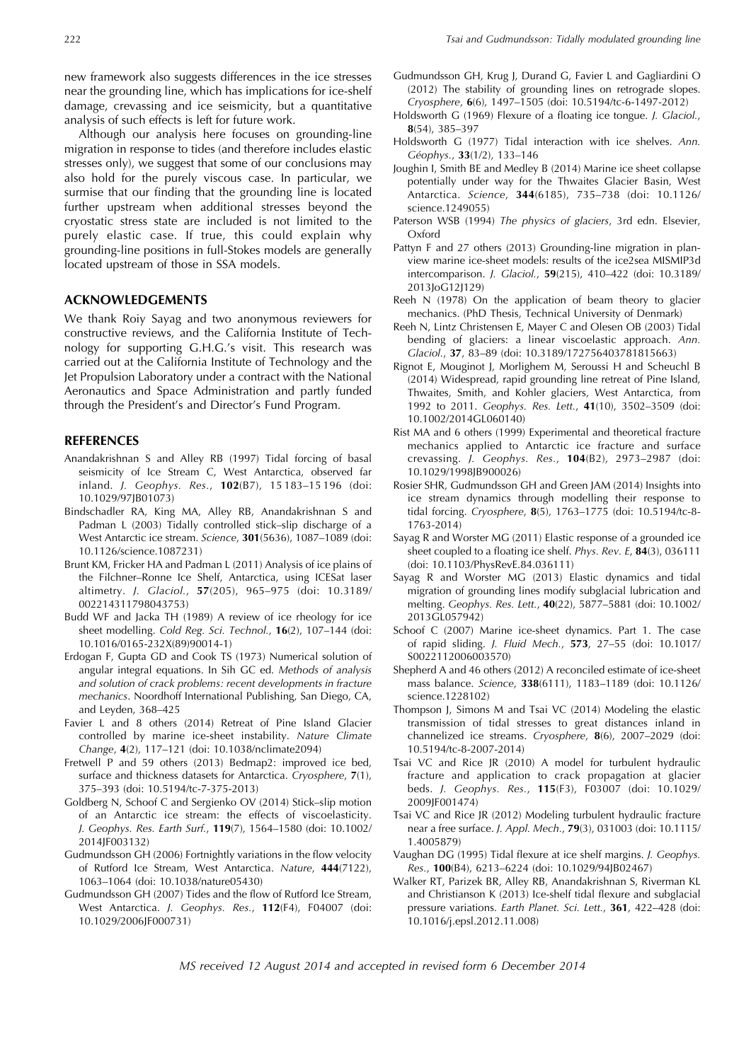new framework also suggests differences in the ice stresses near the grounding line, which has implications for ice-shelf damage, crevassing and ice seismicity, but a quantitative analysis of such effects is left for future work.

Although our analysis here focuses on grounding-line migration in response to tides (and therefore includes elastic stresses only), we suggest that some of our conclusions may also hold for the purely viscous case. In particular, we surmise that our finding that the grounding line is located further upstream when additional stresses beyond the cryostatic stress state are included is not limited to the purely elastic case. If true, this could explain why grounding-line positions in full-Stokes models are generally located upstream of those in SSA models.

## ACKNOWLEDGEMENTS

We thank Roiy Sayag and two anonymous reviewers for constructive reviews, and the California Institute of Technology for supporting G.H.G.'s visit. This research was carried out at the California Institute of Technology and the Jet Propulsion Laboratory under a contract with the National Aeronautics and Space Administration and partly funded through the President's and Director's Fund Program.

## REFERENCES

Anandakrishnan S and Alley RB (1997) Tidal forcing of basal seismicity of Ice Stream C, West Antarctica, observed far inland. *J. Geophys. Res.*, **102**(B7), 15 183–15 196 (doi: 10.1029/97JB01073)

Bindschadler RA, King MA, Alley RB, Anandakrishnan S and Padman L (2003) Tidally controlled stick–slip discharge of a West Antarctic ice stream. *Science*, **301**(5636), 1087–1089 (doi: 10.1126/science.1087231)

Brunt KM, Fricker HA and Padman L (2011) Analysis of ice plains of the Filchner–Ronne Ice Shelf, Antarctica, using ICESat laser altimetry. *J. Glaciol.*, **57**(205), 965–975 (doi: 10.3189/002214311798043753)

Budd WF and Jacka TH (1989) A review of ice rheology for ice sheet modelling. *Cold Reg. Sci. Technol.*, **16**(2), 107–144 (doi: 10.1016/0165-232X(89)90014-1)

Erdogan F, Gupta GD and Cook TS (1973) Numerical solution of angular integral equations. In Sih GC ed. *Methods of analysis and solution of crack problems: recent developments in fracture mechanics*. Noordhoff International Publishing, San Diego, CA, and Leyden, 368–425

Favier L and 8 others (2014) Retreat of Pine Island Glacier controlled by marine ice-sheet instability. *Nature Climate Change*, **4**(2), 117–121 (doi: 10.1038/nclimate2094)

Fretwell P and 59 others (2013) Bedmap2: improved ice bed, surface and thickness datasets for Antarctica. *Cryosphere*, **7**(1), 375–393 (doi: 10.5194/tc-7-375-2013)

Goldberg N, Schoof C and Sergienko OV (2014) Stick–slip motion of an Antarctic ice stream: the effects of viscoelasticity. *J. Geophys. Res. Earth Surf.*, **119**(7), 1564–1580 (doi: 10.1002/2014JF003132)

Gudmundsson GH (2006) Fortnightly variations in the flow velocity of Rutford Ice Stream, West Antarctica. *Nature*, **444**(7122), 1063–1064 (doi: 10.1038/nature05430)

Gudmundsson GH (2007) Tides and the flow of Rutford Ice Stream, West Antarctica. *J. Geophys. Res.*, **112**(F4), F04007 (doi: 10.1029/2006JF000731)

Gudmundsson GH, Krug J, Durand G, Favier L and Gagliardini O (2012) The stability of grounding lines on retrograde slopes. *Cryosphere*, **6**(6), 1497–1505 (doi: 10.5194/tc-6-1497-2012)

Holdsworth G (1969) Flexure of a floating ice tongue. *J. Glaciol.*, **8**(54), 385–397

Holdsworth G (1977) Tidal interaction with ice shelves. *Ann. Géophys.*, **33**(1/2), 133–146

Joughin I, Smith BE and Medley B (2014) Marine ice sheet collapse potentially under way for the Thwaites Glacier Basin, West Antarctica. *Science*, **344**(6185), 735–738 (doi: 10.1126/science.1249055)

Paterson WSB (1994) *The physics of glaciers*, 3rd edn. Elsevier, Oxford

Pattyn F and 27 others (2013) Grounding-line migration in plan-view marine ice-sheet models: results of the ice2sea MISMIP3d intercomparison. *J. Glaciol.*, **59**(215), 410–422 (doi: 10.3189/2013JoG12J129)

Reeh N (1978) On the application of beam theory to glacier mechanics. (PhD Thesis, Technical University of Denmark)

Reeh N, Lintz Christensen E, Mayer C and Olesen OB (2003) Tidal bending of glaciers: a linear viscoelastic approach. *Ann. Glaciol.*, **37**, 83–89 (doi: 10.3189/172756403781815663)

Rignot E, Mouginot J, Morlighem M, Seroussi H and Scheuchl B (2014) Widespread, rapid grounding line retreat of Pine Island, Thwaites, Smith, and Kohler glaciers, West Antarctica, from 1992 to 2011. *Geophys. Res. Lett.*, **41**(10), 3502–3509 (doi: 10.1002/2014GL060140)

Rist MA and 6 others (1999) Experimental and theoretical fracture mechanics applied to Antarctic ice fracture and surface crevassing. *J. Geophys. Res.*, **104**(B2), 2973–2987 (doi: 10.1029/1998JB900026)

Rosier SHR, Gudmundsson GH and Green JAM (2014) Insights into ice stream dynamics through modelling their response to tidal forcing. *Cryosphere*, **8**(5), 1763–1775 (doi: 10.5194/tc-8-1763-2014)

Sayag R and Worster MG (2011) Elastic response of a grounded ice sheet coupled to a floating ice shelf. *Phys. Rev. E*, **84**(3), 036111 (doi: 10.1103/PhysRevE.84.036111)

Sayag R and Worster MG (2013) Elastic dynamics and tidal migration of grounding lines modify subglacial lubrication and melting. *Geophys. Res. Lett.*, **40**(22), 5877–5881 (doi: 10.1002/2013GL057942)

Schoof C (2007) Marine ice-sheet dynamics. Part 1. The case of rapid sliding. *J. Fluid Mech.*, **573**, 27–55 (doi: 10.1017/S0022112006003570)

Shepherd A and 46 others (2012) A reconciled estimate of ice-sheet mass balance. *Science*, **338**(6111), 1183–1189 (doi: 10.1126/science.1228102)

Thompson J, Simons M and Tsai VC (2014) Modeling the elastic transmission of tidal stresses to great distances inland in channelized ice streams. *Cryosphere*, **8**(6), 2007–2029 (doi: 10.5194/tc-8-2007-2014)

Tsai VC and Rice JR (2010) A model for turbulent hydraulic fracture and application to crack propagation at glacier beds. *J. Geophys. Res.*, **115**(F3), F03007 (doi: 10.1029/2009JF001474)

Tsai VC and Rice JR (2012) Modeling turbulent hydraulic fracture near a free surface. *J. Appl. Mech.*, **79**(3), 031003 (doi: 10.1115/1.4005879)

Vaughan DG (1995) Tidal flexure at ice shelf margins. *J. Geophys. Res.*, **100**(B4), 6213–6224 (doi: 10.1029/94JB02467)

Walker RT, Parizek BR, Alley RB, Anandakrishnan S, Riverman KL and Christianson K (2013) Ice-shelf tidal flexure and subglacial pressure variations. *Earth Planet. Sci. Lett.*, **361**, 422–428 (doi: 10.1016/j.epsl.2012.11.008)

*MS received 12 August 2014 and accepted in revised form 6 December 2014*